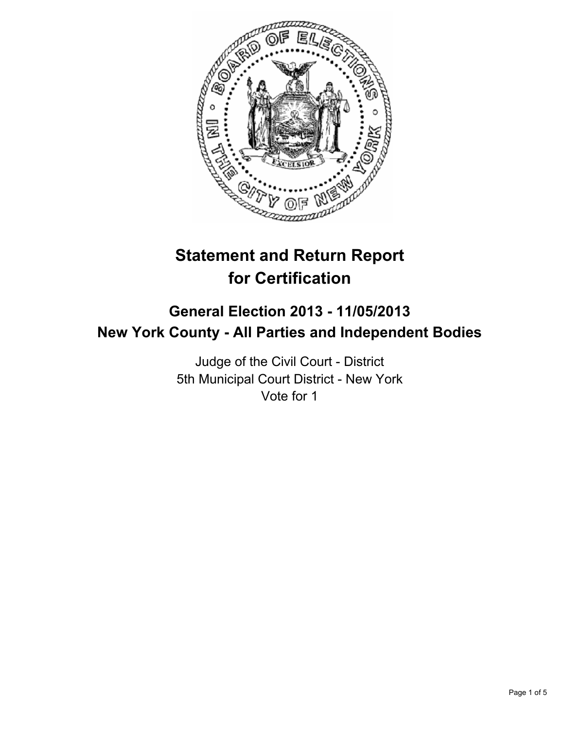# Statement and Return Report for Certification

## General Election 2013 - 11/05/2013
## New York County - All Parties and Independent Bodies

Judge of the Civil Court - District
5th Municipal Court District - New York
Vote for 1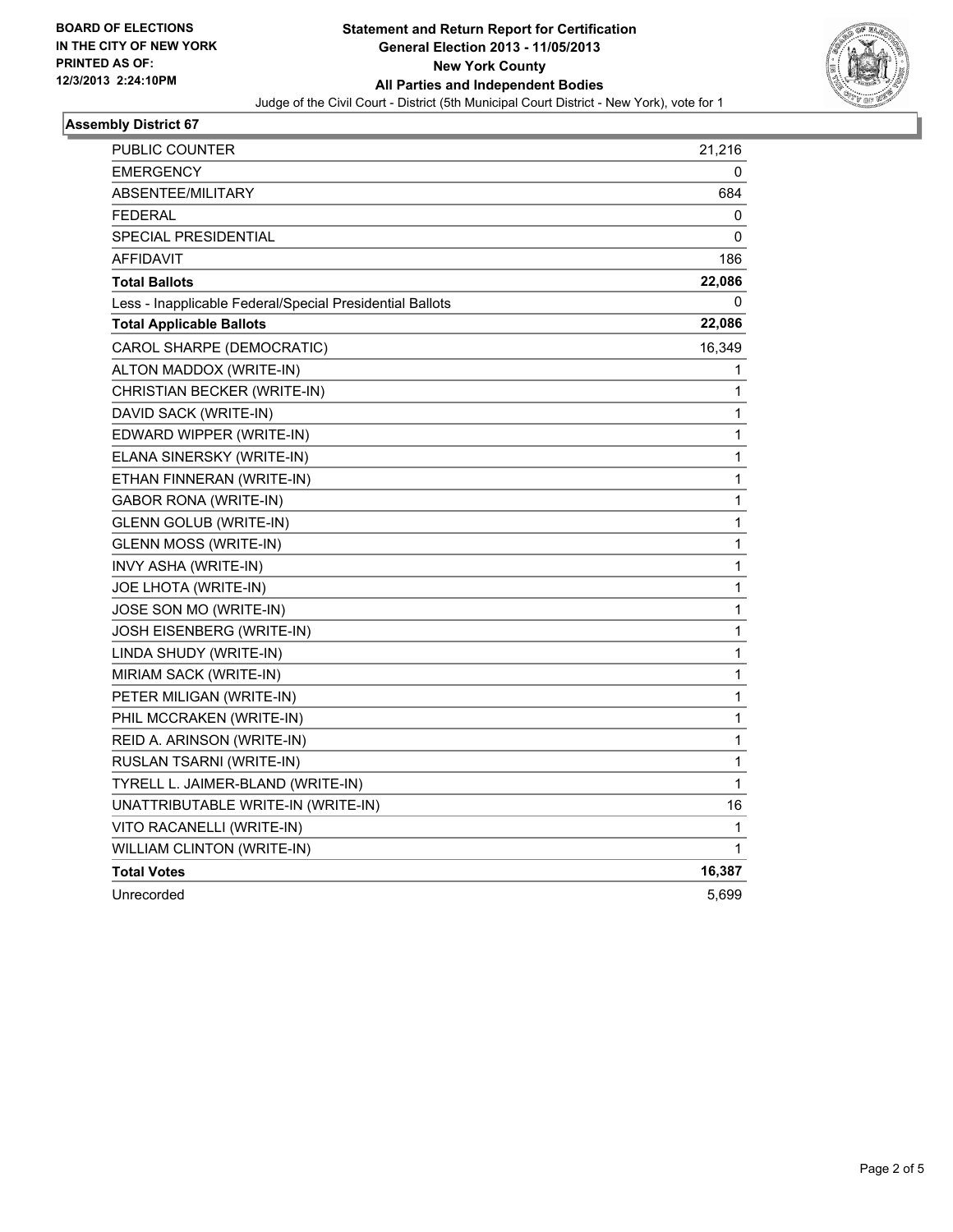**BOARD OF ELECTIONS IN THE CITY OF NEW YORK PRINTED AS OF: 12/3/2013 2:24:10PM**

# Statement and Return Report for Certification
## General Election 2013 - 11/05/2013
## New York County
## All Parties and Independent Bodies

Judge of the Civil Court - District (5th Municipal Court District - New York), vote for 1

### Assembly District 67

| | |
|---|---|
| PUBLIC COUNTER | 21,216 |
| EMERGENCY | 0 |
| ABSENTEE/MILITARY | 684 |
| FEDERAL | 0 |
| SPECIAL PRESIDENTIAL | 0 |
| AFFIDAVIT | 186 |
| **Total Ballots** | **22,086** |
| Less - Inapplicable Federal/Special Presidential Ballots | 0 |
| **Total Applicable Ballots** | **22,086** |
| CAROL SHARPE (DEMOCRATIC) | 16,349 |
| ALTON MADDOX (WRITE-IN) | 1 |
| CHRISTIAN BECKER (WRITE-IN) | 1 |
| DAVID SACK (WRITE-IN) | 1 |
| EDWARD WIPPER (WRITE-IN) | 1 |
| ELANA SINERSKY (WRITE-IN) | 1 |
| ETHAN FINNERAN (WRITE-IN) | 1 |
| GABOR RONA (WRITE-IN) | 1 |
| GLENN GOLUB (WRITE-IN) | 1 |
| GLENN MOSS (WRITE-IN) | 1 |
| INVY ASHA (WRITE-IN) | 1 |
| JOE LHOTA (WRITE-IN) | 1 |
| JOSE SON MO (WRITE-IN) | 1 |
| JOSH EISENBERG (WRITE-IN) | 1 |
| LINDA SHUDY (WRITE-IN) | 1 |
| MIRIAM SACK (WRITE-IN) | 1 |
| PETER MILIGAN (WRITE-IN) | 1 |
| PHIL MCCRAKEN (WRITE-IN) | 1 |
| REID A. ARINSON (WRITE-IN) | 1 |
| RUSLAN TSARNI (WRITE-IN) | 1 |
| TYRELL L. JAIMER-BLAND (WRITE-IN) | 1 |
| UNATTRIBUTABLE WRITE-IN (WRITE-IN) | 16 |
| VITO RACANELLI (WRITE-IN) | 1 |
| WILLIAM CLINTON (WRITE-IN) | 1 |
| **Total Votes** | **16,387** |
| Unrecorded | 5,699 |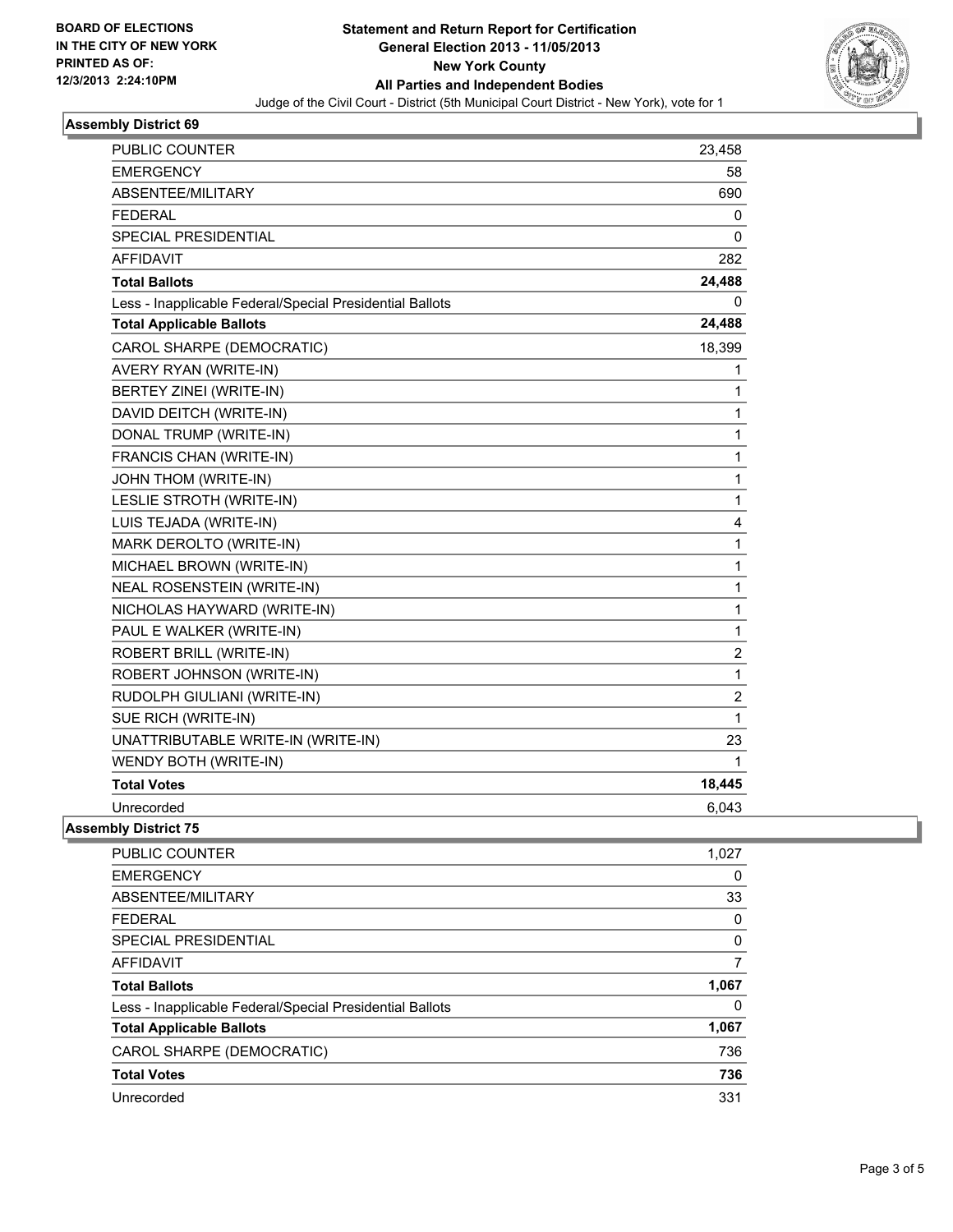**BOARD OF ELECTIONS IN THE CITY OF NEW YORK PRINTED AS OF: 12/3/2013 2:24:10PM**

# Statement and Return Report for Certification General Election 2013 - 11/05/2013 New York County All Parties and Independent Bodies

Judge of the Civil Court - District (5th Municipal Court District - New York), vote for 1

## Assembly District 69

| | |
|---|---|
| PUBLIC COUNTER | 23,458 |
| EMERGENCY | 58 |
| ABSENTEE/MILITARY | 690 |
| FEDERAL | 0 |
| SPECIAL PRESIDENTIAL | 0 |
| AFFIDAVIT | 282 |
| **Total Ballots** | **24,488** |
| Less - Inapplicable Federal/Special Presidential Ballots | 0 |
| **Total Applicable Ballots** | **24,488** |
| CAROL SHARPE (DEMOCRATIC) | 18,399 |
| AVERY RYAN (WRITE-IN) | 1 |
| BERTEY ZINEI (WRITE-IN) | 1 |
| DAVID DEITCH (WRITE-IN) | 1 |
| DONAL TRUMP (WRITE-IN) | 1 |
| FRANCIS CHAN (WRITE-IN) | 1 |
| JOHN THOM (WRITE-IN) | 1 |
| LESLIE STROTH (WRITE-IN) | 1 |
| LUIS TEJADA (WRITE-IN) | 4 |
| MARK DEROLTO (WRITE-IN) | 1 |
| MICHAEL BROWN (WRITE-IN) | 1 |
| NEAL ROSENSTEIN (WRITE-IN) | 1 |
| NICHOLAS HAYWARD (WRITE-IN) | 1 |
| PAUL E WALKER (WRITE-IN) | 1 |
| ROBERT BRILL (WRITE-IN) | 2 |
| ROBERT JOHNSON (WRITE-IN) | 1 |
| RUDOLPH GIULIANI (WRITE-IN) | 2 |
| SUE RICH (WRITE-IN) | 1 |
| UNATTRIBUTABLE WRITE-IN (WRITE-IN) | 23 |
| WENDY BOTH (WRITE-IN) | 1 |
| **Total Votes** | **18,445** |
| Unrecorded | 6,043 |

## Assembly District 75

| | |
|---|---|
| PUBLIC COUNTER | 1,027 |
| EMERGENCY | 0 |
| ABSENTEE/MILITARY | 33 |
| FEDERAL | 0 |
| SPECIAL PRESIDENTIAL | 0 |
| AFFIDAVIT | 7 |
| **Total Ballots** | **1,067** |
| Less - Inapplicable Federal/Special Presidential Ballots | 0 |
| **Total Applicable Ballots** | **1,067** |
| CAROL SHARPE (DEMOCRATIC) | 736 |
| **Total Votes** | **736** |
| Unrecorded | 331 |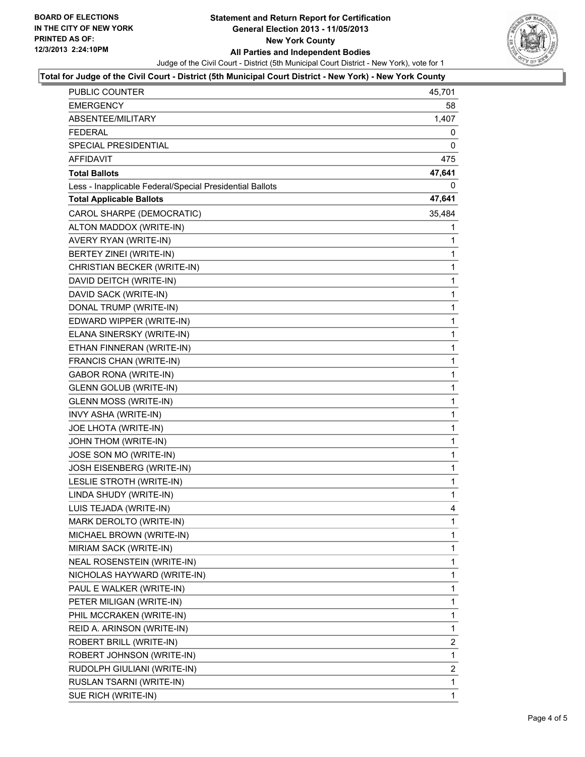BOARD OF ELECTIONS
IN THE CITY OF NEW YORK
PRINTED AS OF:
12/3/2013 2:24:10PM

# Statement and Return Report for Certification
## General Election 2013 - 11/05/2013
## New York County
## All Parties and Independent Bodies

Judge of the Civil Court - District (5th Municipal Court District - New York), vote for 1

**Total for Judge of the Civil Court - District (5th Municipal Court District - New York) - New York County**

| | |
|---|---|
| PUBLIC COUNTER | 45,701 |
| EMERGENCY | 58 |
| ABSENTEE/MILITARY | 1,407 |
| FEDERAL | 0 |
| SPECIAL PRESIDENTIAL | 0 |
| AFFIDAVIT | 475 |
| **Total Ballots** | **47,641** |
| Less - Inapplicable Federal/Special Presidential Ballots | 0 |
| **Total Applicable Ballots** | **47,641** |
| CAROL SHARPE (DEMOCRATIC) | 35,484 |
| ALTON MADDOX (WRITE-IN) | 1 |
| AVERY RYAN (WRITE-IN) | 1 |
| BERTEY ZINEI (WRITE-IN) | 1 |
| CHRISTIAN BECKER (WRITE-IN) | 1 |
| DAVID DEITCH (WRITE-IN) | 1 |
| DAVID SACK (WRITE-IN) | 1 |
| DONAL TRUMP (WRITE-IN) | 1 |
| EDWARD WIPPER (WRITE-IN) | 1 |
| ELANA SINERSKY (WRITE-IN) | 1 |
| ETHAN FINNERAN (WRITE-IN) | 1 |
| FRANCIS CHAN (WRITE-IN) | 1 |
| GABOR RONA (WRITE-IN) | 1 |
| GLENN GOLUB (WRITE-IN) | 1 |
| GLENN MOSS (WRITE-IN) | 1 |
| INVY ASHA (WRITE-IN) | 1 |
| JOE LHOTA (WRITE-IN) | 1 |
| JOHN THOM (WRITE-IN) | 1 |
| JOSE SON MO (WRITE-IN) | 1 |
| JOSH EISENBERG (WRITE-IN) | 1 |
| LESLIE STROTH (WRITE-IN) | 1 |
| LINDA SHUDY (WRITE-IN) | 1 |
| LUIS TEJADA (WRITE-IN) | 4 |
| MARK DEROLTO (WRITE-IN) | 1 |
| MICHAEL BROWN (WRITE-IN) | 1 |
| MIRIAM SACK (WRITE-IN) | 1 |
| NEAL ROSENSTEIN (WRITE-IN) | 1 |
| NICHOLAS HAYWARD (WRITE-IN) | 1 |
| PAUL E WALKER (WRITE-IN) | 1 |
| PETER MILIGAN (WRITE-IN) | 1 |
| PHIL MCCRAKEN (WRITE-IN) | 1 |
| REID A. ARINSON (WRITE-IN) | 1 |
| ROBERT BRILL (WRITE-IN) | 2 |
| ROBERT JOHNSON (WRITE-IN) | 1 |
| RUDOLPH GIULIANI (WRITE-IN) | 2 |
| RUSLAN TSARNI (WRITE-IN) | 1 |
| SUE RICH (WRITE-IN) | 1 |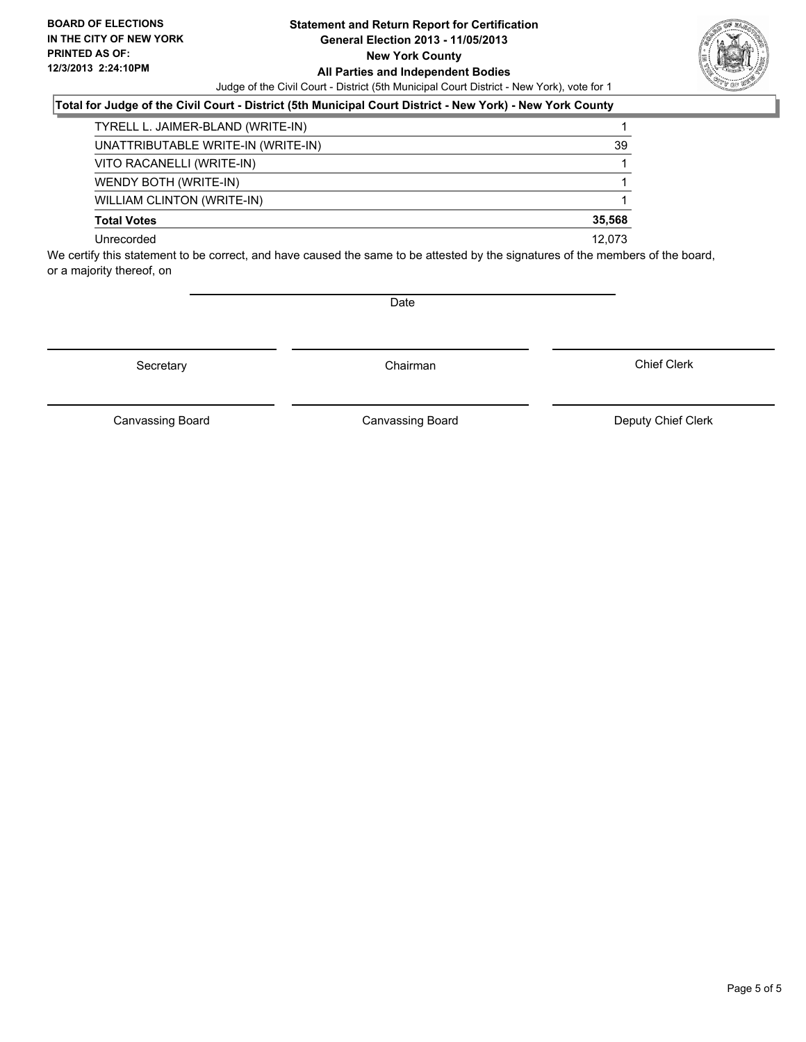**BOARD OF ELECTIONS IN THE CITY OF NEW YORK**
**PRINTED AS OF: 12/3/2013 2:24:10PM**

**Statement and Return Report for Certification**
**General Election 2013 - 11/05/2013**
**New York County**
**All Parties and Independent Bodies**

Judge of the Civil Court - District (5th Municipal Court District - New York), vote for 1

**Total for Judge of the Civil Court - District (5th Municipal Court District - New York) - New York County**

| | |
|---|---|
| TYRELL L. JAIMER-BLAND (WRITE-IN) | 1 |
| UNATTRIBUTABLE WRITE-IN (WRITE-IN) | 39 |
| VITO RACANELLI (WRITE-IN) | 1 |
| WENDY BOTH (WRITE-IN) | 1 |
| WILLIAM CLINTON (WRITE-IN) | 1 |
| **Total Votes** | **35,568** |
| Unrecorded | 12,073 |

We certify this statement to be correct, and have caused the same to be attested by the signatures of the members of the board, or a majority thereof, on

Date

Secretary

Chairman

Chief Clerk

Canvassing Board

Canvassing Board

Deputy Chief Clerk